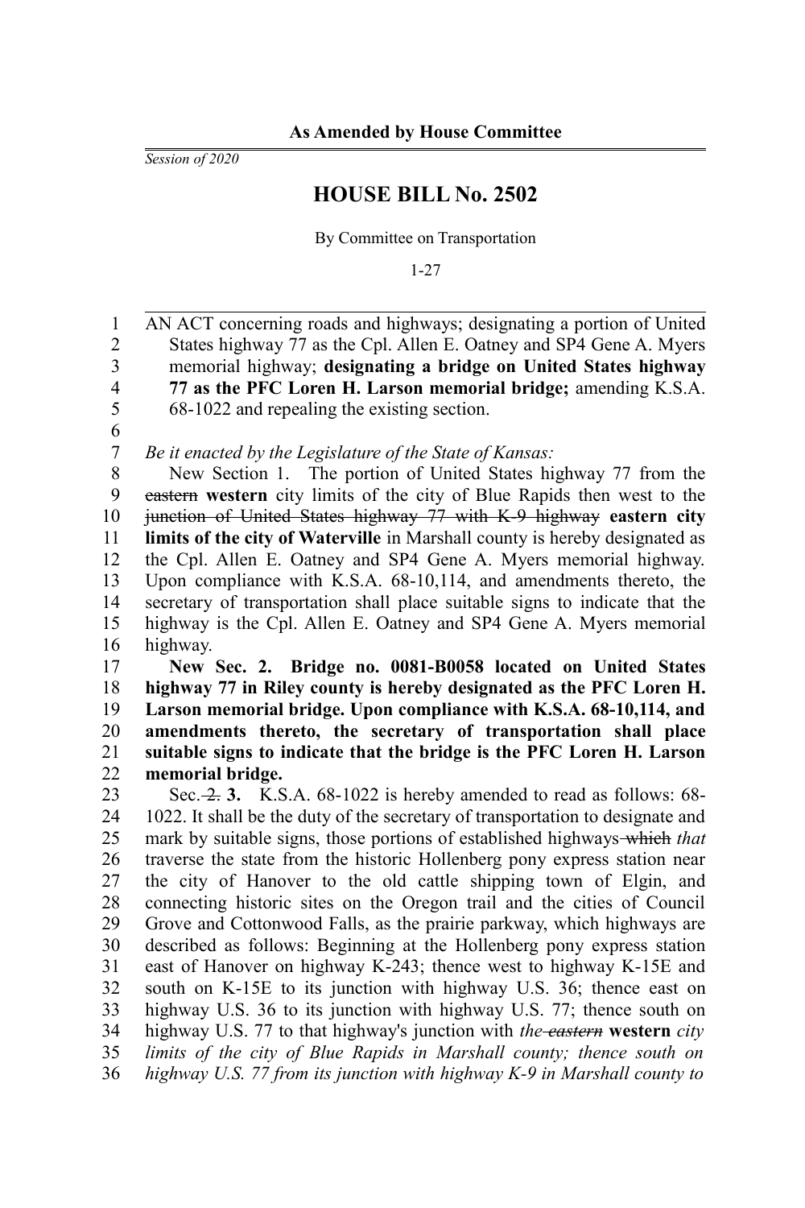**As Amended by House Committee**

*Session of 2020*

# HOUSE BILL No. 2502

By Committee on Transportation

1-27

AN ACT concerning roads and highways; designating a portion of United States highway 77 as the Cpl. Allen E. Oatney and SP4 Gene A. Myers memorial highway; **designating a bridge on United States highway 77 as the PFC Loren H. Larson memorial bridge;** amending K.S.A. 68-1022 and repealing the existing section.

*Be it enacted by the Legislature of the State of Kansas:*

New Section 1. The portion of United States highway 77 from the ~~eastern~~ **western** city limits of the city of Blue Rapids then west to the ~~junction of United States highway 77 with K-9 highway~~ **eastern city limits of the city of Waterville** in Marshall county is hereby designated as the Cpl. Allen E. Oatney and SP4 Gene A. Myers memorial highway. Upon compliance with K.S.A. 68-10,114, and amendments thereto, the secretary of transportation shall place suitable signs to indicate that the highway is the Cpl. Allen E. Oatney and SP4 Gene A. Myers memorial highway.

**New Sec. 2. Bridge no. 0081-B0058 located on United States highway 77 in Riley county is hereby designated as the PFC Loren H. Larson memorial bridge. Upon compliance with K.S.A. 68-10,114, and amendments thereto, the secretary of transportation shall place suitable signs to indicate that the bridge is the PFC Loren H. Larson memorial bridge.**

Sec. ~~2.~~ **3.** K.S.A. 68-1022 is hereby amended to read as follows: 68-1022. It shall be the duty of the secretary of transportation to designate and mark by suitable signs, those portions of established highways ~~which~~ *that* traverse the state from the historic Hollenberg pony express station near the city of Hanover to the old cattle shipping town of Elgin, and connecting historic sites on the Oregon trail and the cities of Council Grove and Cottonwood Falls, as the prairie parkway, which highways are described as follows: Beginning at the Hollenberg pony express station east of Hanover on highway K-243; thence west to highway K-15E and south on K-15E to its junction with highway U.S. 36; thence east on highway U.S. 36 to its junction with highway U.S. 77; thence south on highway U.S. 77 to that highway's junction with *the ~~eastern~~* **western** *city limits of the city of Blue Rapids in Marshall county; thence south on highway U.S. 77 from its junction with highway K-9 in Marshall county to*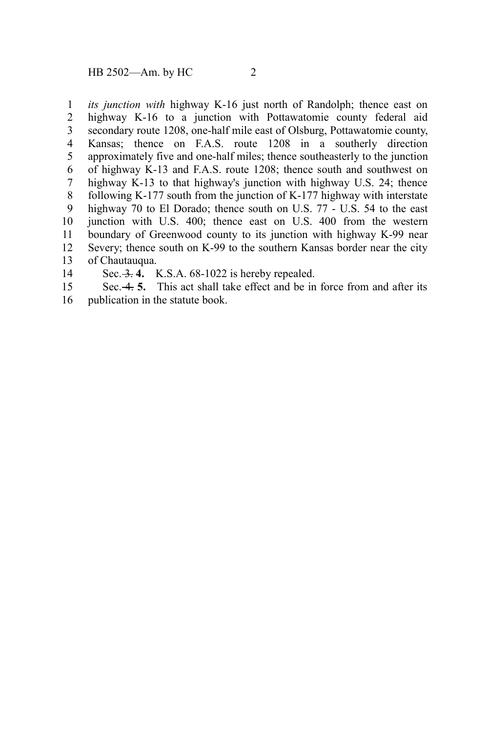*its junction with* highway K-16 just north of Randolph; thence east on highway K-16 to a junction with Pottawatomie county federal aid secondary route 1208, one-half mile east of Olsburg, Pottawatomie county, Kansas; thence on F.A.S. route 1208 in a southerly direction approximately five and one-half miles; thence southeasterly to the junction of highway K-13 and F.A.S. route 1208; thence south and southwest on highway K-13 to that highway's junction with highway U.S. 24; thence following K-177 south from the junction of K-177 highway with interstate highway 70 to El Dorado; thence south on U.S. 77 - U.S. 54 to the east junction with U.S. 400; thence east on U.S. 400 from the western boundary of Greenwood county to its junction with highway K-99 near Severy; thence south on K-99 to the southern Kansas border near the city of Chautauqua.

Sec. ~~3.~~ **4.** K.S.A. 68-1022 is hereby repealed.

Sec. ~~4.~~ **5.** This act shall take effect and be in force from and after its publication in the statute book.